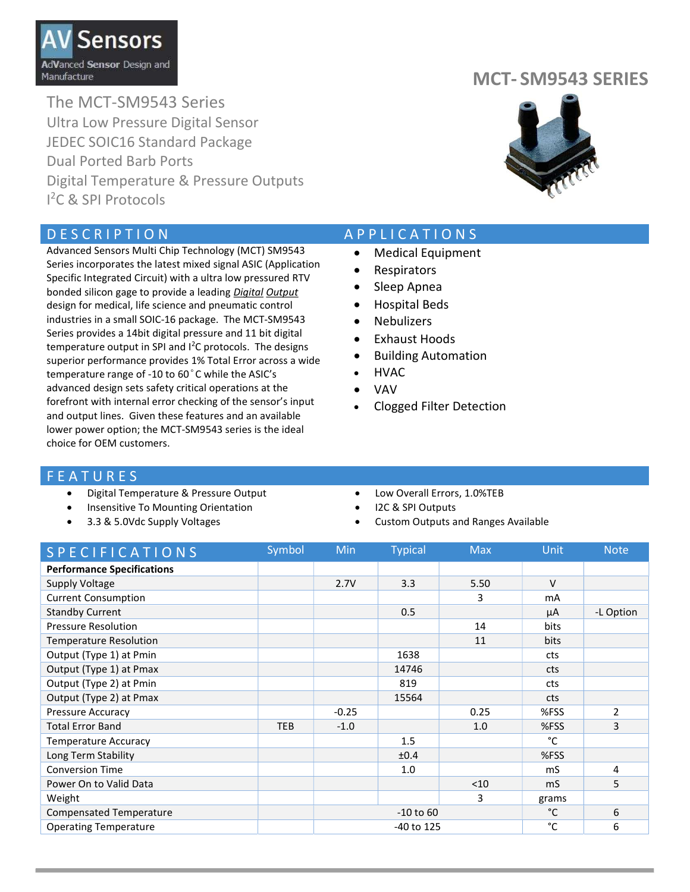AV Sensors
AdVanced Sensor Design and Manufacture

# MCT- SM9543 SERIES

## The MCT-SM9543 Series
Ultra Low Pressure Digital Sensor
JEDEC SOIC16 Standard Package
Dual Ported Barb Ports
Digital Temperature & Pressure Outputs
I²C & SPI Protocols

## DESCRIPTION

Advanced Sensors Multi Chip Technology (MCT) SM9543 Series incorporates the latest mixed signal ASIC (Application Specific Integrated Circuit) with a ultra low pressured RTV bonded silicon gage to provide a leading *Digital Output* design for medical, life science and pneumatic control industries in a small SOIC-16 package. The MCT-SM9543 Series provides a 14bit digital pressure and 11 bit digital temperature output in SPI and I²C protocols. The designs superior performance provides 1% Total Error across a wide temperature range of -10 to 60˚C while the ASIC's advanced design sets safety critical operations at the forefront with internal error checking of the sensor's input and output lines. Given these features and an available lower power option; the MCT-SM9543 series is the ideal choice for OEM customers.

## APPLICATIONS

- Medical Equipment
- Respirators
- Sleep Apnea
- Hospital Beds
- Nebulizers
- Exhaust Hoods
- Building Automation
- HVAC
- VAV
- Clogged Filter Detection

## FEATURES

- Digital Temperature & Pressure Output
- Insensitive To Mounting Orientation
- 3.3 & 5.0Vdc Supply Voltages
- Low Overall Errors, 1.0%TEB
- I2C & SPI Outputs
- Custom Outputs and Ranges Available

## SPECIFICATIONS

| SPECIFICATIONS | Symbol | Min | Typical | Max | Unit | Note |
|---|---|---|---|---|---|---|
| **Performance Specifications** | | | | | | |
| Supply Voltage | | 2.7V | 3.3 | 5.50 | V | |
| Current Consumption | | | | 3 | mA | |
| Standby Current | | | 0.5 | | µA | -L Option |
| Pressure Resolution | | | | 14 | bits | |
| Temperature Resolution | | | | 11 | bits | |
| Output (Type 1) at Pmin | | | 1638 | | cts | |
| Output (Type 1) at Pmax | | | 14746 | | cts | |
| Output (Type 2) at Pmin | | | 819 | | cts | |
| Output (Type 2) at Pmax | | | 15564 | | cts | |
| Pressure Accuracy | | -0.25 | | 0.25 | %FSS | 2 |
| Total Error Band | TEB | -1.0 | | 1.0 | %FSS | 3 |
| Temperature Accuracy | | | 1.5 | | °C | |
| Long Term Stability | | | ±0.4 | | %FSS | |
| Conversion Time | | | 1.0 | | mS | 4 |
| Power On to Valid Data | | | | <10 | mS | 5 |
| Weight | | | | 3 | grams | |
| Compensated Temperature | | | -10 to 60 | | °C | 6 |
| Operating Temperature | | | -40 to 125 | | °C | 6 |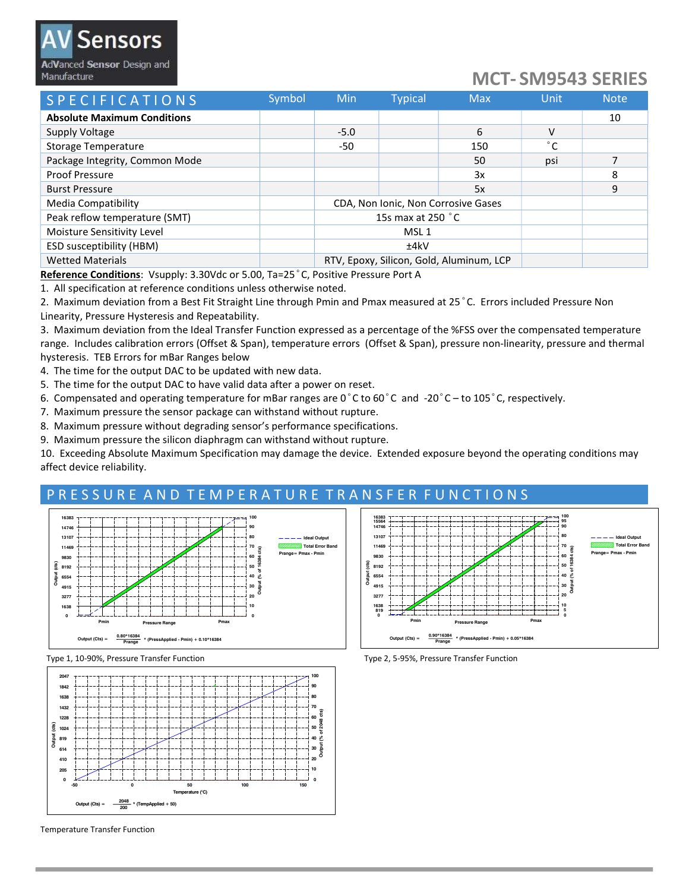## MCT- SM9543 SERIES

| SPECIFICATIONS | Symbol | Min | Typical | Max | Unit | Note |
|---|---|---|---|---|---|---|
| **Absolute Maximum Conditions** | | | | | | 10 |
| Supply Voltage | | -5.0 | | 6 | V | |
| Storage Temperature | | -50 | | 150 | ˚C | |
| Package Integrity, Common Mode | | | | 50 | psi | 7 |
| Proof Pressure | | | | 3x | | 8 |
| Burst Pressure | | | | 5x | | 9 |
| Media Compatibility | | CDA, Non Ionic, Non Corrosive Gases | | | | |
| Peak reflow temperature (SMT) | | 15s max at 250 ˚C | | | | |
| Moisture Sensitivity Level | | MSL 1 | | | | |
| ESD susceptibility (HBM) | | ±4kV | | | | |
| Wetted Materials | | RTV, Epoxy, Silicon, Gold, Aluminum, LCP | | | | |

**Reference Conditions**: Vsupply: 3.30Vdc or 5.00, Ta=25˚C, Positive Pressure Port A

1. All specification at reference conditions unless otherwise noted.
2. Maximum deviation from a Best Fit Straight Line through Pmin and Pmax measured at 25˚C. Errors included Pressure Non Linearity, Pressure Hysteresis and Repeatability.
3. Maximum deviation from the Ideal Transfer Function expressed as a percentage of the %FSS over the compensated temperature range. Includes calibration errors (Offset & Span), temperature errors (Offset & Span), pressure non-linearity, pressure and thermal hysteresis. TEB Errors for mBar Ranges below
4. The time for the output DAC to be updated with new data.
5. The time for the output DAC to have valid data after a power on reset.
6. Compensated and operating temperature for mBar ranges are 0˚C to 60˚C and -20˚C – to 105˚C, respectively.
7. Maximum pressure the sensor package can withstand without rupture.
8. Maximum pressure without degrading sensor's performance specifications.
9. Maximum pressure the silicon diaphragm can withstand without rupture.
10. Exceeding Absolute Maximum Specification may damage the device. Extended exposure beyond the operating conditions may affect device reliability.

## PRESSURE AND TEMPERATURE TRANSFER FUNCTIONS

$$\text{Output (Cts)} = \frac{0.80*16384}{\text{Prange}} * (\text{PressApplied} - \text{Pmin}) + 0.10*16384$$

Type 1, 10-90%, Pressure Transfer Function

$$\text{Output (Cts)} = \frac{0.90*16384}{\text{Prange}} * (\text{PressApplied} - \text{Pmin}) + 0.05*16384$$

Type 2, 5-95%, Pressure Transfer Function

$$\text{Output (Cts)} = \frac{2048}{200} * (\text{TempApplied} + 50)$$

Temperature Transfer Function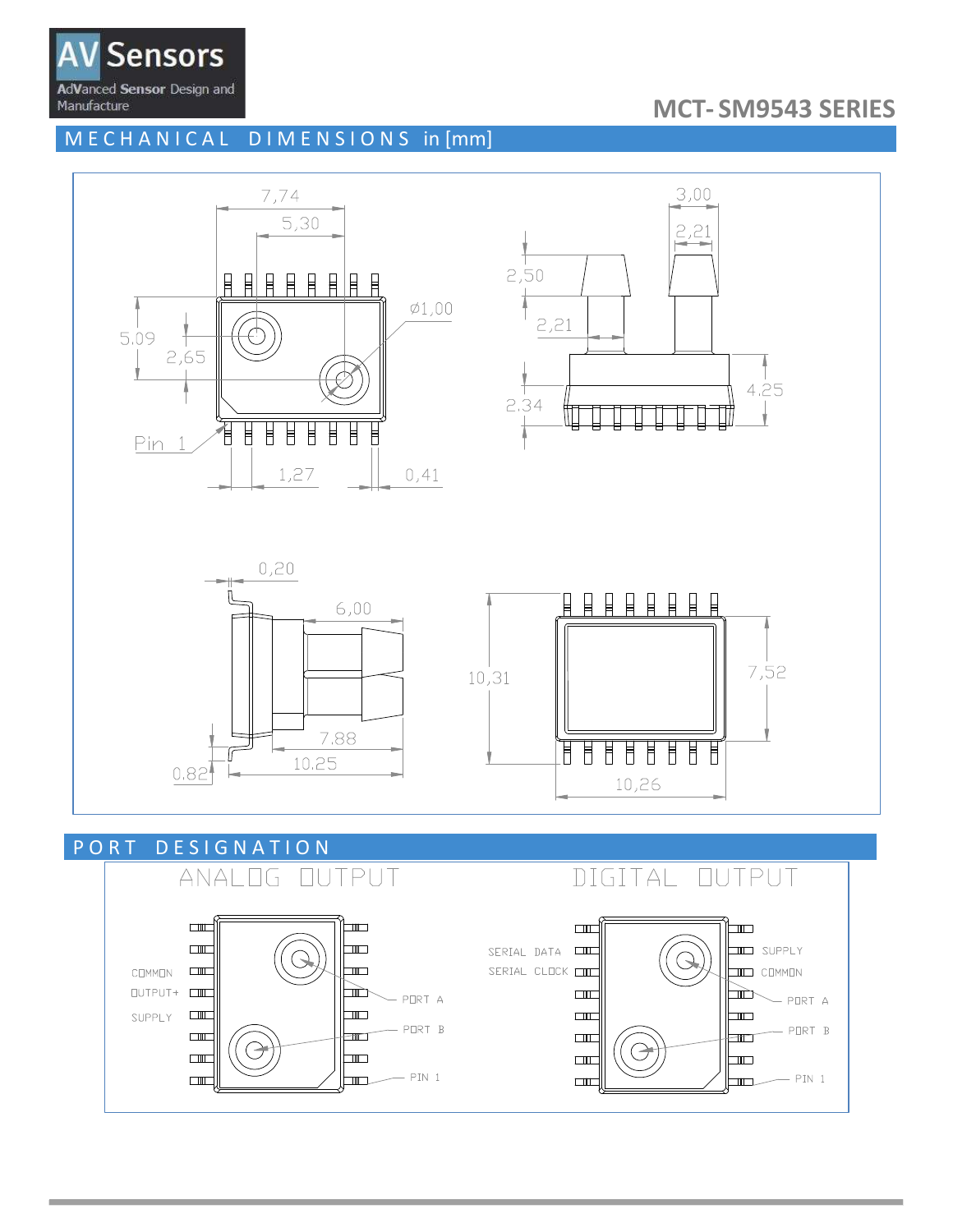## MECHANICAL DIMENSIONS in [mm]

7,74
5,30
3,00
2,21
2,50
Ø1,00
5.09
2,65
2,21
4,25
2.34
Pin 1
1,27
0,41

0,20
6,00
10,31
7,52
7.88
0.82
10.25
10,26

## PORT DESIGNATION

ANALOG OUTPUT

COMMON
OUTPUT+
SUPPLY
PORT A
PORT B
PIN 1

DIGITAL OUTPUT

SERIAL DATA
SERIAL CLOCK
SUPPLY
COMMON
PORT A
PORT B
PIN 1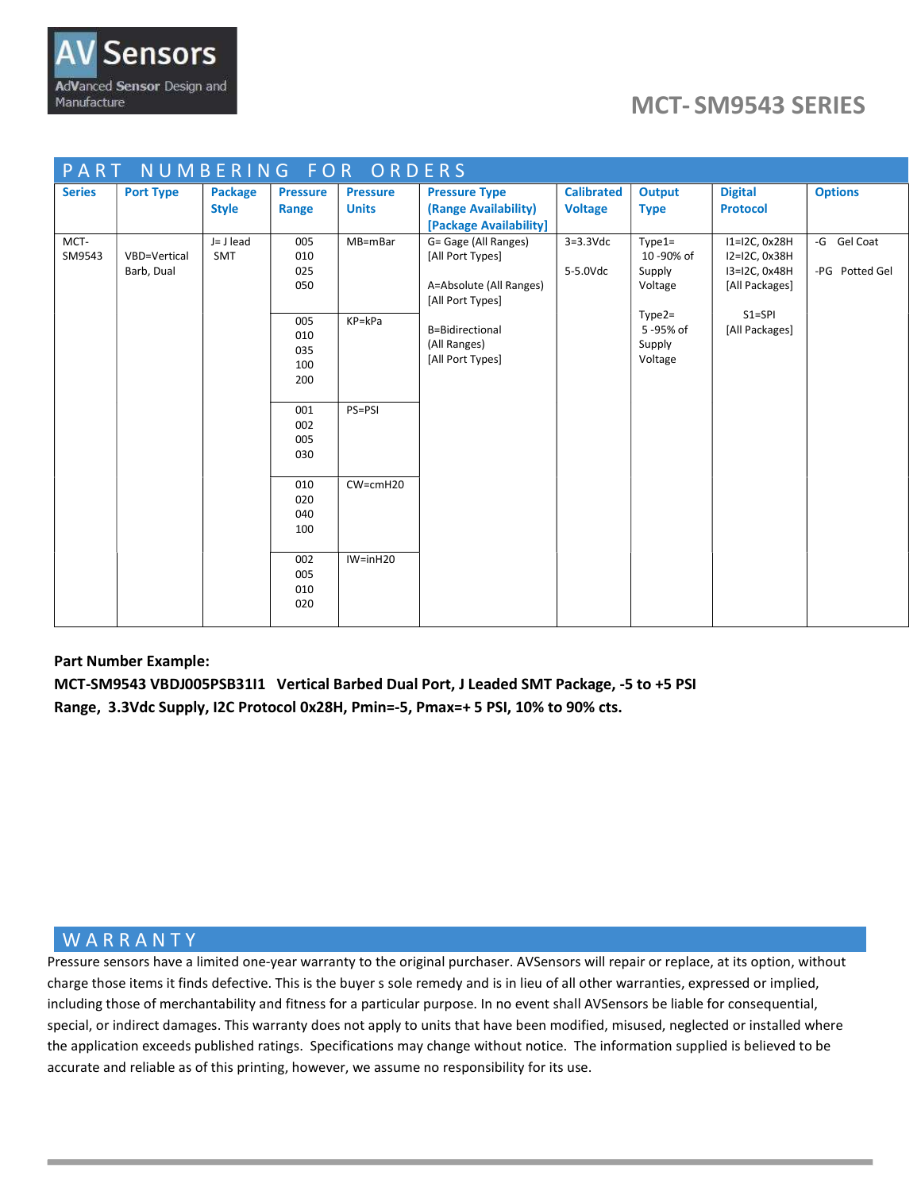AV Sensors
AdVanced Sensor Design and Manufacture

# MCT- SM9543 SERIES

## PART NUMBERING FOR ORDERS

| Series | Port Type | Package Style | Pressure Range | Pressure Units | Pressure Type (Range Availability) [Package Availability] | Calibrated Voltage | Output Type | Digital Protocol | Options |
|---|---|---|---|---|---|---|---|---|---|
| MCT-SM9543 | VBD=Vertical Barb, Dual | J= J lead SMT | 005<br>010<br>025<br>050 | MB=mBar | G= Gage (All Ranges) [All Port Types]<br><br>A=Absolute (All Ranges) [All Port Types]<br><br>B=Bidirectional (All Ranges) [All Port Types] | 3=3.3Vdc<br><br>5-5.0Vdc | Type1= 10 -90% of Supply Voltage<br><br>Type2= 5 -95% of Supply Voltage | I1=I2C, 0x28H<br>I2=I2C, 0x38H<br>I3=I2C, 0x48H<br>[All Packages]<br><br>S1=SPI<br>[All Packages] | -G Gel Coat<br><br>-PG Potted Gel |
| | | | 005<br>010<br>035<br>100<br>200 | KP=kPa | | | | | |
| | | | 001<br>002<br>005<br>030 | PS=PSI | | | | | |
| | | | 010<br>020<br>040<br>100 | CW=cmH20 | | | | | |
| | | | 002<br>005<br>010<br>020 | IW=inH20 | | | | | |

**Part Number Example:**

**MCT-SM9543 VBDJ005PSB31I1 Vertical Barbed Dual Port, J Leaded SMT Package, -5 to +5 PSI Range, 3.3Vdc Supply, I2C Protocol 0x28H, Pmin=-5, Pmax=+ 5 PSI, 10% to 90% cts.**

## WARRANTY

Pressure sensors have a limited one-year warranty to the original purchaser. AVSensors will repair or replace, at its option, without charge those items it finds defective. This is the buyer s sole remedy and is in lieu of all other warranties, expressed or implied, including those of merchantability and fitness for a particular purpose. In no event shall AVSensors be liable for consequential, special, or indirect damages. This warranty does not apply to units that have been modified, misused, neglected or installed where the application exceeds published ratings. Specifications may change without notice. The information supplied is believed to be accurate and reliable as of this printing, however, we assume no responsibility for its use.